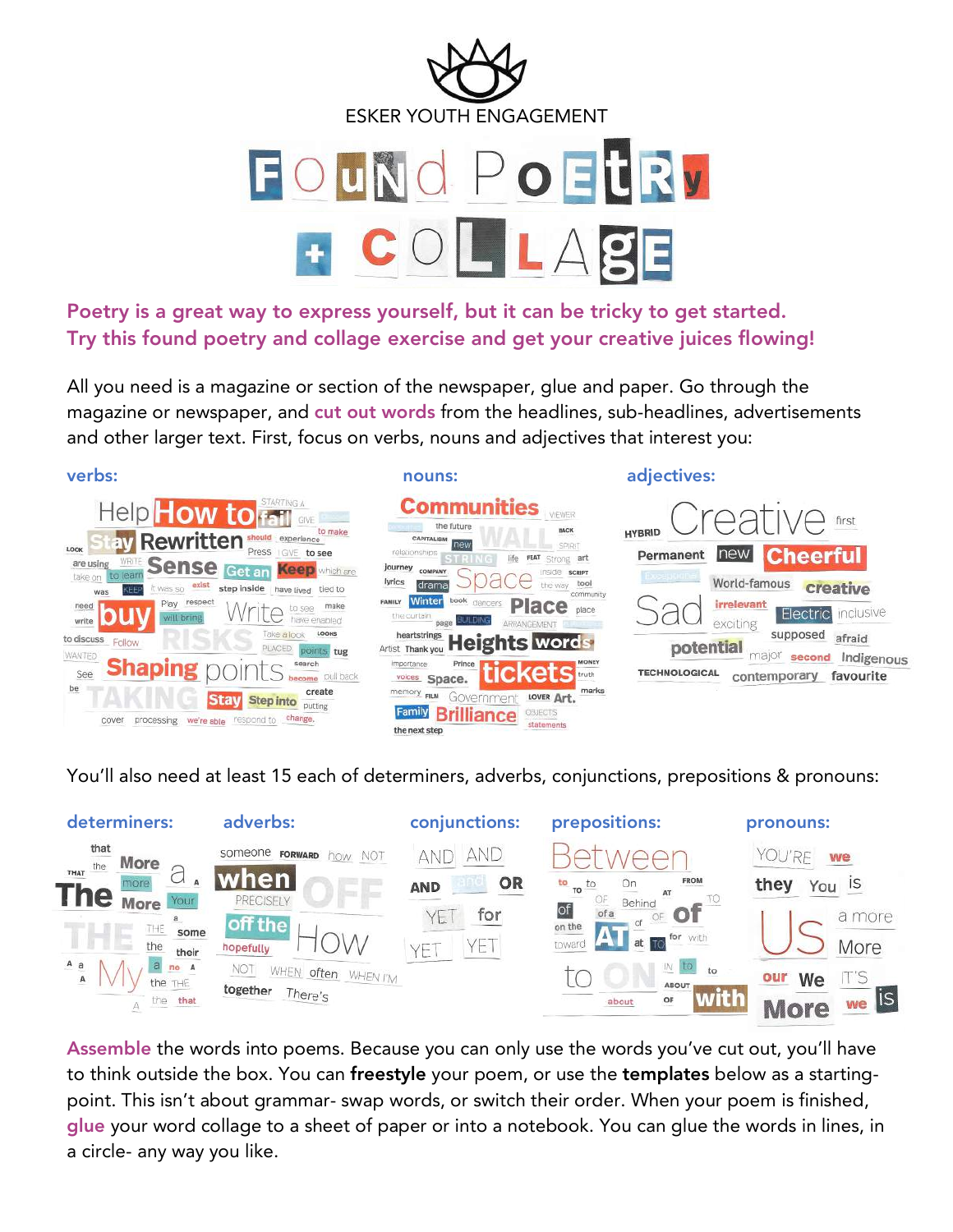ESKER YOUTH ENGAGEMENT

# Found Poetry + Collage

**Poetry is a great way to express yourself, but it can be tricky to get started. Try this found poetry and collage exercise and get your creative juices flowing!**

All you need is a magazine or section of the newspaper, glue and paper. Go through the magazine or newspaper, and cut out words from the headlines, sub-headlines, advertisements and other larger text. First, focus on verbs, nouns and adjectives that interest you:

**verbs:**

Help How to fail STARTING A GIVE Stay Rewritten should experience to make LOOK Press GIVE to see are using WRITE Sense Get an Keep which are take on to learn was KEEP it was so exist step inside have lived tied to need Play respect Write to see make write buy will bring have enabled to discuss Follow RISKS Take a look LOOKS WANTED PLACED points tug See Shaping points search become pull back be TAKING Stay Step into create putting cover processing we're able respond to change.

**nouns:**

Communities VIEWER the future BACK CAPITALISM new WALL SPIRIT relationships STRING life FEAT Strong art Journey COMPANY inside SCRIPT lyrics drama Space the way tool FAMILY Winter book dancers community the curtain Place place page BUILDING ARRANGEMENT heartstrings Artist Thank you Heights words importance Prince MONEY voices Space. tickets truth memory FILM Government LOVER Art. marks Family Brilliance OBJECTS the next step statements

**adjectives:**

HYBRID Creative first Permanent new Cheerful World-famous creative Sad irrelevant Electric inclusive exciting supposed afraid potential major second Indigenous TECHNOLOGICAL contemporary favourite

You'll also need at least 15 each of determiners, adverbs, conjunctions, prepositions & pronouns:

**determiners:**

that THAT the More a A more The More Your THE THE some the their A a a no A A My the THE A the that

**adverbs:**

someone FORWARD how NOT when OFF PRECISELY off the How hopefully NOT WHEN often WHEN I'M together There's

**conjunctions:**

AND AND AND and OR YET for YET YET

**prepositions:**

Between to to On FROM TO AT of OF Behind TO of a OF of on the of AT at TO for with toward to ON IN to to ABOUT about OF with

**pronouns:**

YOU'RE we they You is Us a more More our We IT'S More we is

**Assemble** the words into poems. Because you can only use the words you've cut out, you'll have to think outside the box. You can **freestyle** your poem, or use the **templates** below as a starting-point. This isn't about grammar- swap words, or switch their order. When your poem is finished, **glue** your word collage to a sheet of paper or into a notebook. You can glue the words in lines, in a circle- any way you like.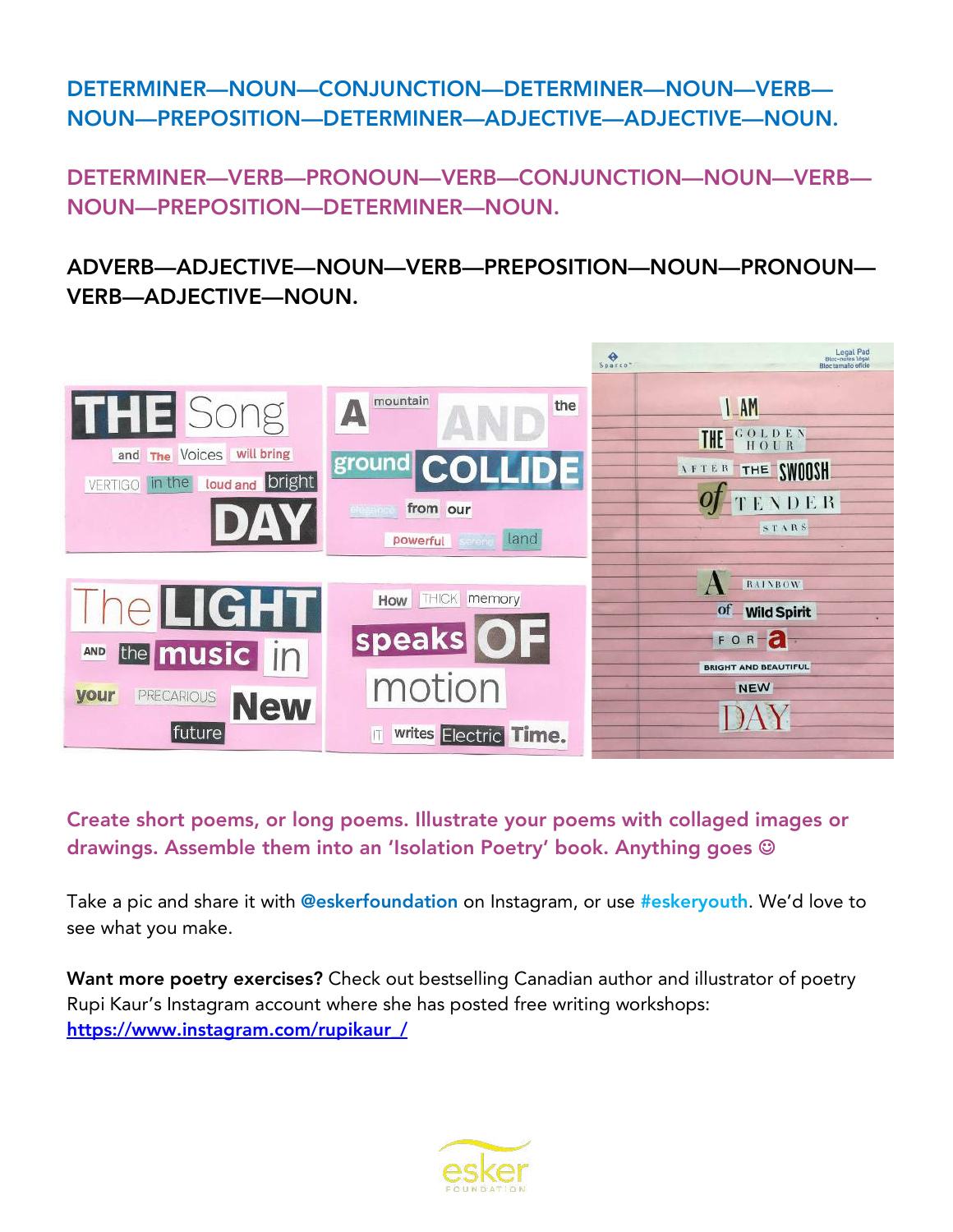DETERMINER—NOUN—CONJUNCTION—DETERMINER—NOUN—VERB—NOUN—PREPOSITION—DETERMINER—ADJECTIVE—ADJECTIVE—NOUN.

DETERMINER—VERB—PRONOUN—VERB—CONJUNCTION—NOUN—VERB—NOUN—PREPOSITION—DETERMINER—NOUN.

ADVERB—ADJECTIVE—NOUN—VERB—PREPOSITION—NOUN—PRONOUN—VERB—ADJECTIVE—NOUN.

Create short poems, or long poems. Illustrate your poems with collaged images or drawings. Assemble them into an 'Isolation Poetry' book. Anything goes ☺

Take a pic and share it with **@eskerfoundation** on Instagram, or use **#eskeryouth**. We'd love to see what you make.

**Want more poetry exercises?** Check out bestselling Canadian author and illustrator of poetry Rupi Kaur's Instagram account where she has posted free writing workshops: https://www.instagram.com/rupikaur_/